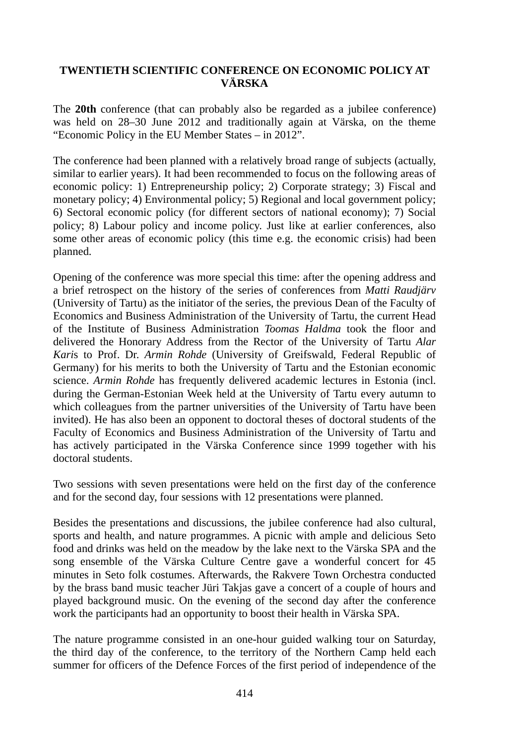# TWENTIETH SCIENTIFIC CONFERENCE ON ECONOMIC POLICY AT VÄRSKA

The **20th** conference (that can probably also be regarded as a jubilee conference) was held on 28–30 June 2012 and traditionally again at Värska, on the theme "Economic Policy in the EU Member States – in 2012".

The conference had been planned with a relatively broad range of subjects (actually, similar to earlier years). It had been recommended to focus on the following areas of economic policy: 1) Entrepreneurship policy; 2) Corporate strategy; 3) Fiscal and monetary policy; 4) Environmental policy; 5) Regional and local government policy; 6) Sectoral economic policy (for different sectors of national economy); 7) Social policy; 8) Labour policy and income policy. Just like at earlier conferences, also some other areas of economic policy (this time e.g. the economic crisis) had been planned.

Opening of the conference was more special this time: after the opening address and a brief retrospect on the history of the series of conferences from *Matti Raudjärv* (University of Tartu) as the initiator of the series, the previous Dean of the Faculty of Economics and Business Administration of the University of Tartu, the current Head of the Institute of Business Administration *Toomas Haldma* took the floor and delivered the Honorary Address from the Rector of the University of Tartu *Alar Kari*s to Prof. Dr. *Armin Rohde* (University of Greifswald, Federal Republic of Germany) for his merits to both the University of Tartu and the Estonian economic science. *Armin Rohde* has frequently delivered academic lectures in Estonia (incl. during the German-Estonian Week held at the University of Tartu every autumn to which colleagues from the partner universities of the University of Tartu have been invited). He has also been an opponent to doctoral theses of doctoral students of the Faculty of Economics and Business Administration of the University of Tartu and has actively participated in the Värska Conference since 1999 together with his doctoral students.

Two sessions with seven presentations were held on the first day of the conference and for the second day, four sessions with 12 presentations were planned.

Besides the presentations and discussions, the jubilee conference had also cultural, sports and health, and nature programmes. A picnic with ample and delicious Seto food and drinks was held on the meadow by the lake next to the Värska SPA and the song ensemble of the Värska Culture Centre gave a wonderful concert for 45 minutes in Seto folk costumes. Afterwards, the Rakvere Town Orchestra conducted by the brass band music teacher Jüri Takjas gave a concert of a couple of hours and played background music. On the evening of the second day after the conference work the participants had an opportunity to boost their health in Värska SPA.

The nature programme consisted in an one-hour guided walking tour on Saturday, the third day of the conference, to the territory of the Northern Camp held each summer for officers of the Defence Forces of the first period of independence of the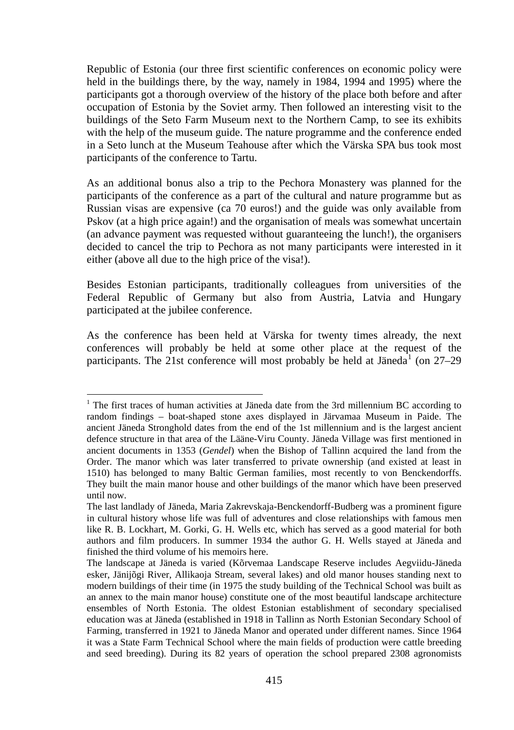Republic of Estonia (our three first scientific conferences on economic policy were held in the buildings there, by the way, namely in 1984, 1994 and 1995) where the participants got a thorough overview of the history of the place both before and after occupation of Estonia by the Soviet army. Then followed an interesting visit to the buildings of the Seto Farm Museum next to the Northern Camp, to see its exhibits with the help of the museum guide. The nature programme and the conference ended in a Seto lunch at the Museum Teahouse after which the Värska SPA bus took most participants of the conference to Tartu.

As an additional bonus also a trip to the Pechora Monastery was planned for the participants of the conference as a part of the cultural and nature programme but as Russian visas are expensive (ca 70 euros!) and the guide was only available from Pskov (at a high price again!) and the organisation of meals was somewhat uncertain (an advance payment was requested without guaranteeing the lunch!), the organisers decided to cancel the trip to Pechora as not many participants were interested in it either (above all due to the high price of the visa!).

Besides Estonian participants, traditionally colleagues from universities of the Federal Republic of Germany but also from Austria, Latvia and Hungary participated at the jubilee conference.

As the conference has been held at Värska for twenty times already, the next conferences will probably be held at some other place at the request of the participants. The 21st conference will most probably be held at Jäneda[1] (on 27–29

---

[1] The first traces of human activities at Jäneda date from the 3rd millennium BC according to random findings – boat-shaped stone axes displayed in Järvamaa Museum in Paide. The ancient Jäneda Stronghold dates from the end of the 1st millennium and is the largest ancient defence structure in that area of the Lääne-Viru County. Jäneda Village was first mentioned in ancient documents in 1353 (*Gendel*) when the Bishop of Tallinn acquired the land from the Order. The manor which was later transferred to private ownership (and existed at least in 1510) has belonged to many Baltic German families, most recently to von Benckendorffs. They built the main manor house and other buildings of the manor which have been preserved until now.

The last landlady of Jäneda, Maria Zakrevskaja-Benckendorff-Budberg was a prominent figure in cultural history whose life was full of adventures and close relationships with famous men like R. B. Lockhart, M. Gorki, G. H. Wells etc, which has served as a good material for both authors and film producers. In summer 1934 the author G. H. Wells stayed at Jäneda and finished the third volume of his memoirs here.

The landscape at Jäneda is varied (Kõrvemaa Landscape Reserve includes Aegviidu-Jäneda esker, Jänijõgi River, Allikaoja Stream, several lakes) and old manor houses standing next to modern buildings of their time (in 1975 the study building of the Technical School was built as an annex to the main manor house) constitute one of the most beautiful landscape architecture ensembles of North Estonia. The oldest Estonian establishment of secondary specialised education was at Jäneda (established in 1918 in Tallinn as North Estonian Secondary School of Farming, transferred in 1921 to Jäneda Manor and operated under different names. Since 1964 it was a State Farm Technical School where the main fields of production were cattle breeding and seed breeding). During its 82 years of operation the school prepared 2308 agronomists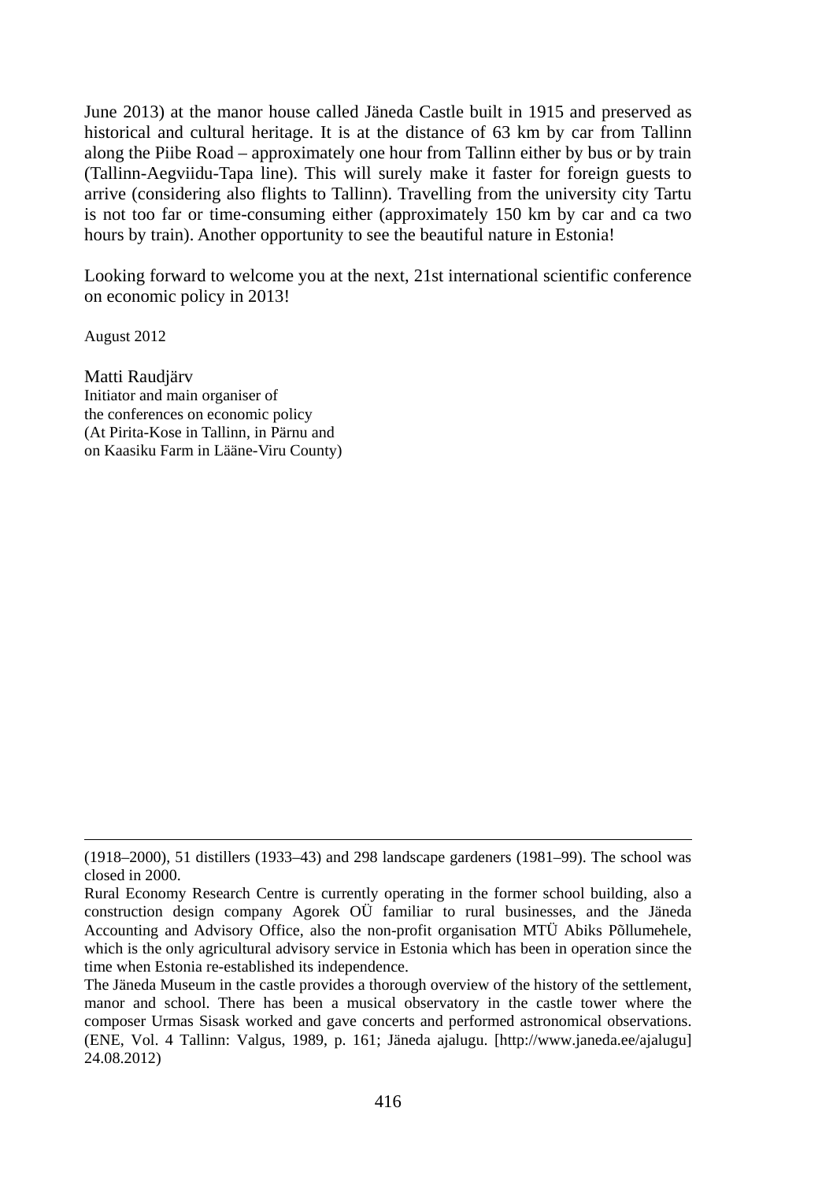June 2013) at the manor house called Jäneda Castle built in 1915 and preserved as historical and cultural heritage. It is at the distance of 63 km by car from Tallinn along the Piibe Road – approximately one hour from Tallinn either by bus or by train (Tallinn-Aegviidu-Tapa line). This will surely make it faster for foreign guests to arrive (considering also flights to Tallinn). Travelling from the university city Tartu is not too far or time-consuming either (approximately 150 km by car and ca two hours by train). Another opportunity to see the beautiful nature in Estonia!

Looking forward to welcome you at the next, 21st international scientific conference on economic policy in 2013!

August 2012

Matti Raudjärv
Initiator and main organiser of
the conferences on economic policy
(At Pirita-Kose in Tallinn, in Pärnu and
on Kaasiku Farm in Lääne-Viru County)

---

(1918–2000), 51 distillers (1933–43) and 298 landscape gardeners (1981–99). The school was closed in 2000.

Rural Economy Research Centre is currently operating in the former school building, also a construction design company Agorek OÜ familiar to rural businesses, and the Jäneda Accounting and Advisory Office, also the non-profit organisation MTÜ Abiks Põllumehele, which is the only agricultural advisory service in Estonia which has been in operation since the time when Estonia re-established its independence.

The Jäneda Museum in the castle provides a thorough overview of the history of the settlement, manor and school. There has been a musical observatory in the castle tower where the composer Urmas Sisask worked and gave concerts and performed astronomical observations. (ENE, Vol. 4 Tallinn: Valgus, 1989, p. 161; Jäneda ajalugu. [http://www.janeda.ee/ajalugu] 24.08.2012)